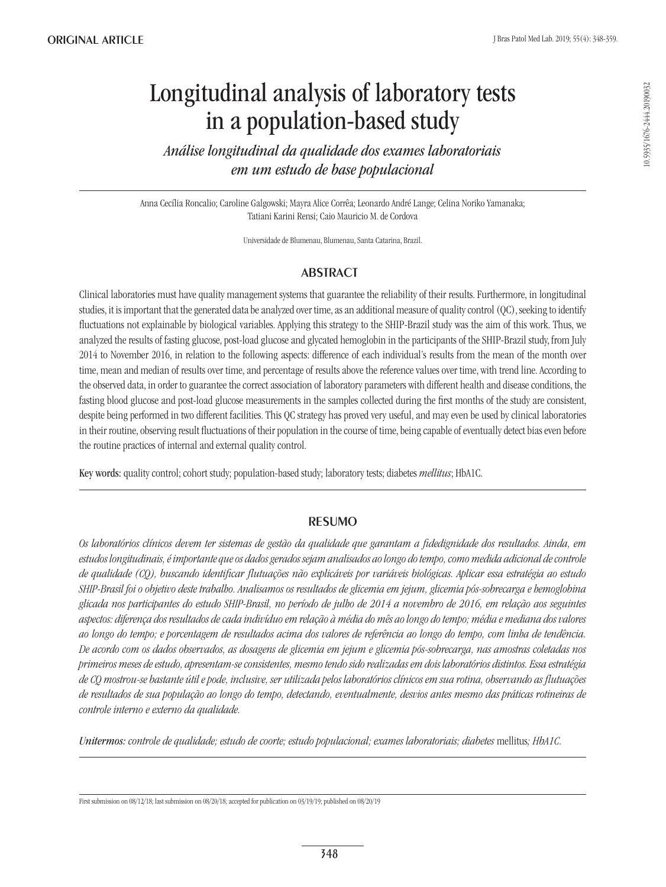ORIGINAL ARTICLE

# Longitudinal analysis of laboratory tests in a population-based study

*Análise longitudinal da qualidade dos exames laboratoriais em um estudo de base populacional*

Anna Cecília Roncalio; Caroline Galgowski; Mayra Alice Corrêa; Leonardo André Lange; Celina Noriko Yamanaka; Tatiani Karini Rensi; Caio Mauricio M. de Cordova

Universidade de Blumenau, Blumenau, Santa Catarina, Brazil.

## ABSTRACT

Clinical laboratories must have quality management systems that guarantee the reliability of their results. Furthermore, in longitudinal studies, it is important that the generated data be analyzed over time, as an additional measure of quality control (QC), seeking to identify fluctuations not explainable by biological variables. Applying this strategy to the SHIP-Brazil study was the aim of this work. Thus, we analyzed the results of fasting glucose, post-load glucose and glycated hemoglobin in the participants of the SHIP-Brazil study, from July 2014 to November 2016, in relation to the following aspects: difference of each individual's results from the mean of the month over time, mean and median of results over time, and percentage of results above the reference values over time, with trend line. According to the observed data, in order to guarantee the correct association of laboratory parameters with different health and disease conditions, the fasting blood glucose and post-load glucose measurements in the samples collected during the first months of the study are consistent, despite being performed in two different facilities. This QC strategy has proved very useful, and may even be used by clinical laboratories in their routine, observing result fluctuations of their population in the course of time, being capable of eventually detect bias even before the routine practices of internal and external quality control.

**Key words:** quality control; cohort study; population-based study; laboratory tests; diabetes *mellitus*; HbA1C.

## RESUMO

*Os laboratórios clínicos devem ter sistemas de gestão da qualidade que garantam a fidedignidade dos resultados. Ainda, em estudos longitudinais, é importante que os dados gerados sejam analisados ao longo do tempo, como medida adicional de controle de qualidade (CQ), buscando identificar flutuações não explicáveis por variáveis biológicas. Aplicar essa estratégia ao estudo SHIP-Brasil foi o objetivo deste trabalho. Analisamos os resultados de glicemia em jejum, glicemia pós-sobrecarga e hemoglobina glicada nos participantes do estudo SHIP-Brasil, no período de julho de 2014 a novembro de 2016, em relação aos seguintes aspectos: diferença dos resultados de cada indivíduo em relação à média do mês ao longo do tempo; média e mediana dos valores ao longo do tempo; e porcentagem de resultados acima dos valores de referência ao longo do tempo, com linha de tendência. De acordo com os dados observados, as dosagens de glicemia em jejum e glicemia pós-sobrecarga, nas amostras coletadas nos primeiros meses de estudo, apresentam-se consistentes, mesmo tendo sido realizadas em dois laboratórios distintos. Essa estratégia de CQ mostrou-se bastante útil e pode, inclusive, ser utilizada pelos laboratórios clínicos em sua rotina, observando as flutuações de resultados de sua população ao longo do tempo, detectando, eventualmente, desvios antes mesmo das práticas rotineiras de controle interno e externo da qualidade.*

***Unitermos:*** *controle de qualidade; estudo de coorte; estudo populacional; exames laboratoriais; diabetes* mellitus*; HbA1C.*

First submission on 08/12/18; last submission on 08/20/18; accepted for publication on 03/19/19; published on 08/20/19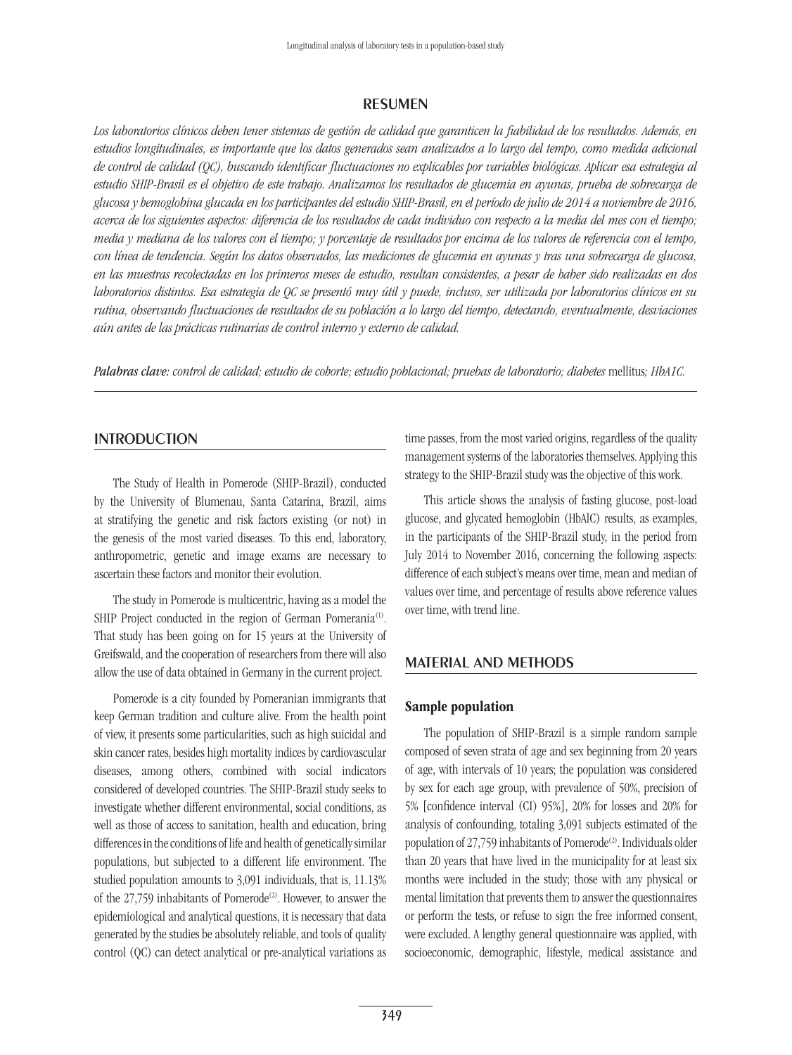## RESUMEN

*Los laboratorios clínicos deben tener sistemas de gestión de calidad que garanticen la fiabilidad de los resultados. Además, en estudios longitudinales, es importante que los datos generados sean analizados a lo largo del tiempo, como medida adicional de control de calidad (QC), buscando identificar fluctuaciones no explicables por variables biológicas. Aplicar esa estrategia al estudio SHIP-Brasil es el objetivo de este trabajo. Analizamos los resultados de glucemia en ayunas, prueba de sobrecarga de glucosa y hemoglobina glucada en los participantes del estudio SHIP-Brasil, en el período de julio de 2014 a noviembre de 2016, acerca de los siguientes aspectos: diferencia de los resultados de cada individuo con respecto a la media del mes con el tiempo; media y mediana de los valores con el tiempo; y porcentaje de resultados por encima de los valores de referencia con el tiempo, con línea de tendencia. Según los datos observados, las mediciones de glucemia en ayunas y tras una sobrecarga de glucosa, en las muestras recolectadas en los primeros meses de estudio, resultan consistentes, a pesar de haber sido realizadas en dos laboratorios distintos. Esa estrategia de QC se presentó muy útil y puede, incluso, ser utilizada por laboratorios clínicos en su rutina, observando fluctuaciones de resultados de su población a lo largo del tiempo, detectando, eventualmente, desviaciones aún antes de las prácticas rutinarias de control interno y externo de calidad.*

***Palabras clave:*** *control de calidad; estudio de cohorte; estudio poblacional; pruebas de laboratorio; diabetes* mellitus*; HbA1C.*

## INTRODUCTION

The Study of Health in Pomerode (SHIP-Brazil), conducted by the University of Blumenau, Santa Catarina, Brazil, aims at stratifying the genetic and risk factors existing (or not) in the genesis of the most varied diseases. To this end, laboratory, anthropometric, genetic and image exams are necessary to ascertain these factors and monitor their evolution.

The study in Pomerode is multicentric, having as a model the SHIP Project conducted in the region of German Pomerania[1]. That study has been going on for 15 years at the University of Greifswald, and the cooperation of researchers from there will also allow the use of data obtained in Germany in the current project.

Pomerode is a city founded by Pomeranian immigrants that keep German tradition and culture alive. From the health point of view, it presents some particularities, such as high suicidal and skin cancer rates, besides high mortality indices by cardiovascular diseases, among others, combined with social indicators considered of developed countries. The SHIP-Brazil study seeks to investigate whether different environmental, social conditions, as well as those of access to sanitation, health and education, bring differences in the conditions of life and health of genetically similar populations, but subjected to a different life environment. The studied population amounts to 3,091 individuals, that is, 11.13% of the 27,759 inhabitants of Pomerode[2]. However, to answer the epidemiological and analytical questions, it is necessary that data generated by the studies be absolutely reliable, and tools of quality control (QC) can detect analytical or pre-analytical variations as time passes, from the most varied origins, regardless of the quality management systems of the laboratories themselves. Applying this strategy to the SHIP-Brazil study was the objective of this work.

This article shows the analysis of fasting glucose, post-load glucose, and glycated hemoglobin (HbAlC) results, as examples, in the participants of the SHIP-Brazil study, in the period from July 2014 to November 2016, concerning the following aspects: difference of each subject's means over time, mean and median of values over time, and percentage of results above reference values over time, with trend line.

## MATERIAL AND METHODS

### Sample population

The population of SHIP-Brazil is a simple random sample composed of seven strata of age and sex beginning from 20 years of age, with intervals of 10 years; the population was considered by sex for each age group, with prevalence of 50%, precision of 5% [confidence interval (CI) 95%], 20% for losses and 20% for analysis of confounding, totaling 3,091 subjects estimated of the population of 27,759 inhabitants of Pomerode[2]. Individuals older than 20 years that have lived in the municipality for at least six months were included in the study; those with any physical or mental limitation that prevents them to answer the questionnaires or perform the tests, or refuse to sign the free informed consent, were excluded. A lengthy general questionnaire was applied, with socioeconomic, demographic, lifestyle, medical assistance and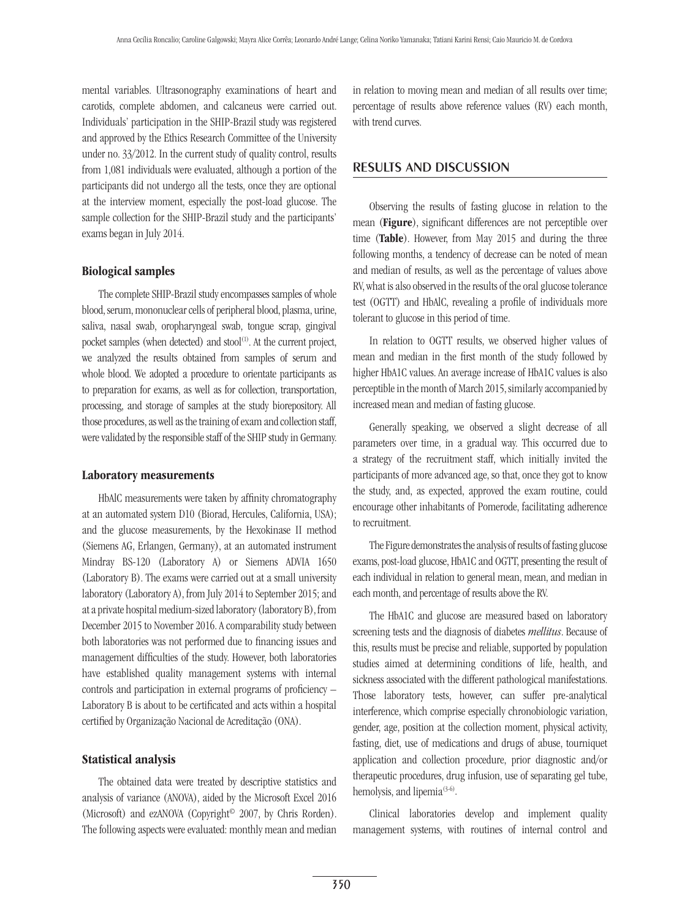mental variables. Ultrasonography examinations of heart and carotids, complete abdomen, and calcaneus were carried out. Individuals' participation in the SHIP-Brazil study was registered and approved by the Ethics Research Committee of the University under no. 33/2012. In the current study of quality control, results from 1,081 individuals were evaluated, although a portion of the participants did not undergo all the tests, once they are optional at the interview moment, especially the post-load glucose. The sample collection for the SHIP-Brazil study and the participants' exams began in July 2014.

### Biological samples

The complete SHIP-Brazil study encompasses samples of whole blood, serum, mononuclear cells of peripheral blood, plasma, urine, saliva, nasal swab, oropharyngeal swab, tongue scrap, gingival pocket samples (when detected) and stool[1]. At the current project, we analyzed the results obtained from samples of serum and whole blood. We adopted a procedure to orientate participants as to preparation for exams, as well as for collection, transportation, processing, and storage of samples at the study biorepository. All those procedures, as well as the training of exam and collection staff, were validated by the responsible staff of the SHIP study in Germany.

### Laboratory measurements

HbAlC measurements were taken by affinity chromatography at an automated system D10 (Biorad, Hercules, California, USA); and the glucose measurements, by the Hexokinase II method (Siemens AG, Erlangen, Germany), at an automated instrument Mindray BS-120 (Laboratory A) or Siemens ADVIA 1650 (Laboratory B). The exams were carried out at a small university laboratory (Laboratory A), from July 2014 to September 2015; and at a private hospital medium-sized laboratory (laboratory B), from December 2015 to November 2016. A comparability study between both laboratories was not performed due to financing issues and management difficulties of the study. However, both laboratories have established quality management systems with internal controls and participation in external programs of proficiency – Laboratory B is about to be certificated and acts within a hospital certified by Organização Nacional de Acreditação (ONA).

### Statistical analysis

The obtained data were treated by descriptive statistics and analysis of variance (ANOVA), aided by the Microsoft Excel 2016 (Microsoft) and ezANOVA (Copyright© 2007, by Chris Rorden). The following aspects were evaluated: monthly mean and median in relation to moving mean and median of all results over time; percentage of results above reference values (RV) each month, with trend curves.

## RESULTS AND DISCUSSION

Observing the results of fasting glucose in relation to the mean (**Figure**), significant differences are not perceptible over time (**Table**). However, from May 2015 and during the three following months, a tendency of decrease can be noted of mean and median of results, as well as the percentage of values above RV, what is also observed in the results of the oral glucose tolerance test (OGTT) and HbAlC, revealing a profile of individuals more tolerant to glucose in this period of time.

In relation to OGTT results, we observed higher values of mean and median in the first month of the study followed by higher HbA1C values. An average increase of HbA1C values is also perceptible in the month of March 2015, similarly accompanied by increased mean and median of fasting glucose.

Generally speaking, we observed a slight decrease of all parameters over time, in a gradual way. This occurred due to a strategy of the recruitment staff, which initially invited the participants of more advanced age, so that, once they got to know the study, and, as expected, approved the exam routine, could encourage other inhabitants of Pomerode, facilitating adherence to recruitment.

The Figure demonstrates the analysis of results of fasting glucose exams, post-load glucose, HbA1C and OGTT, presenting the result of each individual in relation to general mean, mean, and median in each month, and percentage of results above the RV.

The HbA1C and glucose are measured based on laboratory screening tests and the diagnosis of diabetes *mellitus*. Because of this, results must be precise and reliable, supported by population studies aimed at determining conditions of life, health, and sickness associated with the different pathological manifestations. Those laboratory tests, however, can suffer pre-analytical interference, which comprise especially chronobiologic variation, gender, age, position at the collection moment, physical activity, fasting, diet, use of medications and drugs of abuse, tourniquet application and collection procedure, prior diagnostic and/or therapeutic procedures, drug infusion, use of separating gel tube, hemolysis, and lipemia[3-6].

Clinical laboratories develop and implement quality management systems, with routines of internal control and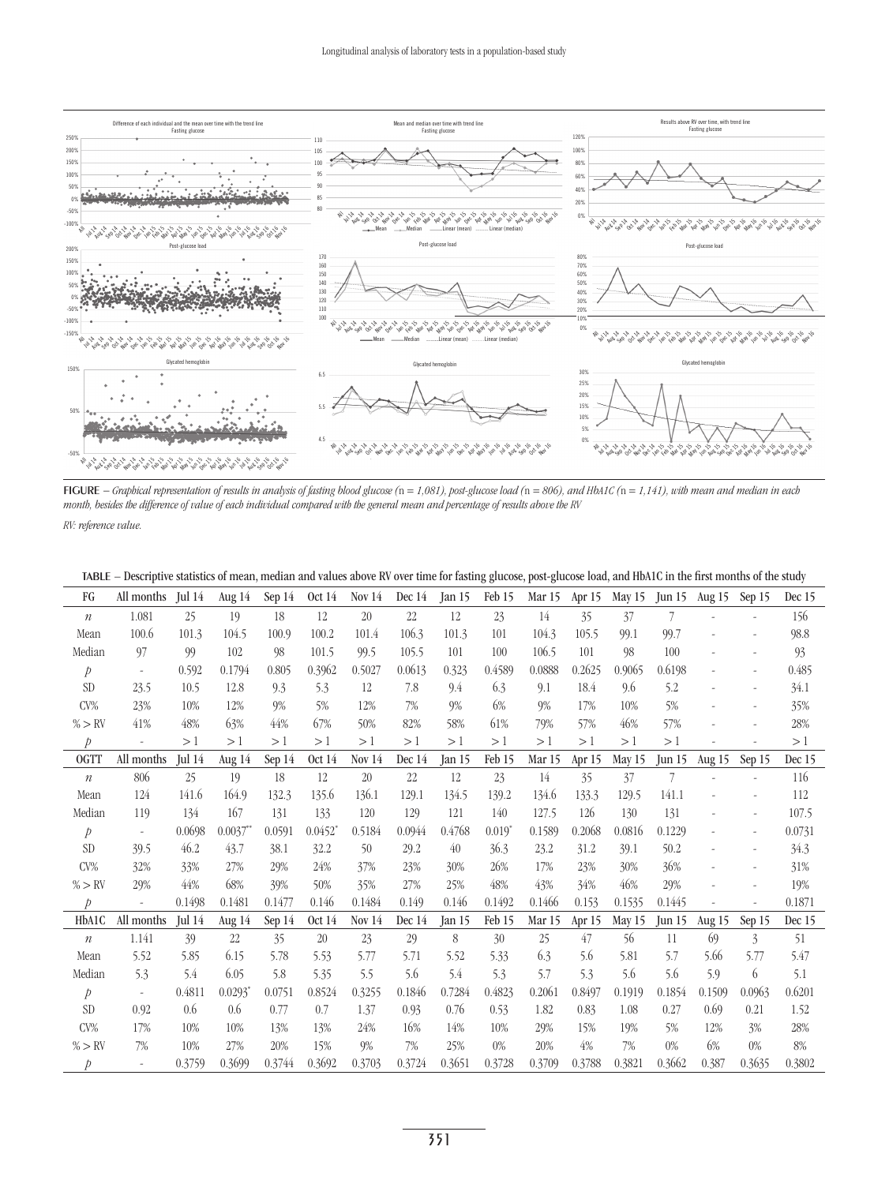**FIGURE** – *Graphical representation of results in analysis of fasting blood glucose (*n *= 1,081), post-glucose load (*n *= 806), and HbA1C (*n *= 1,141), with mean and median in each month, besides the difference of value of each individual compared with the general mean and percentage of results above the RV*

*RV: reference value.*

**TABLE** – Descriptive statistics of mean, median and values above RV over time for fasting glucose, post-glucose load, and HbA1C in the first months of the study

| FG | All months | Jul 14 | Aug 14 | Sep 14 | Oct 14 | Nov 14 | Dec 14 | Jan 15 | Feb 15 | Mar 15 | Apr 15 | May 15 | Jun 15 | Aug 15 | Sep 15 | Dec 15 |
|---|---|---|---|---|---|---|---|---|---|---|---|---|---|---|---|---|
| *n* | 1.081 | 25 | 19 | 18 | 12 | 20 | 22 | 12 | 23 | 14 | 35 | 37 | 7 | - | - | 156 |
| Mean | 100.6 | 101.3 | 104.5 | 100.9 | 100.2 | 101.4 | 106.3 | 101.3 | 101 | 104.3 | 105.5 | 99.1 | 99.7 | - | - | 98.8 |
| Median | 97 | 99 | 102 | 98 | 101.5 | 99.5 | 105.5 | 101 | 100 | 106.5 | 101 | 98 | 100 | - | - | 93 |
| *p* | - | 0.592 | 0.1794 | 0.805 | 0.3962 | 0.5027 | 0.0613 | 0.323 | 0.4589 | 0.0888 | 0.2625 | 0.9065 | 0.6198 | - | - | 0.485 |
| SD | 23.5 | 10.5 | 12.8 | 9.3 | 5.3 | 12 | 7.8 | 9.4 | 6.3 | 9.1 | 18.4 | 9.6 | 5.2 | - | - | 34.1 |
| CV% | 23% | 10% | 12% | 9% | 5% | 12% | 7% | 9% | 6% | 9% | 17% | 10% | 5% | - | - | 35% |
| % > RV | 41% | 48% | 63% | 44% | 67% | 50% | 82% | 58% | 61% | 79% | 57% | 46% | 57% | - | - | 28% |
| *p* | - | > 1 | > 1 | > 1 | > 1 | > 1 | > 1 | > 1 | > 1 | > 1 | > 1 | > 1 | > 1 | - | - | > 1 |
| **OGTT** | **All months** | **Jul 14** | **Aug 14** | **Sep 14** | **Oct 14** | **Nov 14** | **Dec 14** | **Jan 15** | **Feb 15** | **Mar 15** | **Apr 15** | **May 15** | **Jun 15** | **Aug 15** | **Sep 15** | **Dec 15** |
| *n* | 806 | 25 | 19 | 18 | 12 | 20 | 22 | 12 | 23 | 14 | 35 | 37 | 7 | - | - | 116 |
| Mean | 124 | 141.6 | 164.9 | 132.3 | 135.6 | 136.1 | 129.1 | 134.5 | 139.2 | 134.6 | 133.3 | 129.5 | 141.1 | - | - | 112 |
| Median | 119 | 134 | 167 | 131 | 133 | 120 | 129 | 121 | 140 | 127.5 | 126 | 130 | 131 | - | - | 107.5 |
| *p* | - | 0.0698 | 0.0037** | 0.0591 | 0.0452* | 0.5184 | 0.0944 | 0.4768 | 0.019* | 0.1589 | 0.2068 | 0.0816 | 0.1229 | - | - | 0.0731 |
| SD | 39.5 | 46.2 | 43.7 | 38.1 | 32.2 | 50 | 29.2 | 40 | 36.3 | 23.2 | 31.2 | 39.1 | 50.2 | - | - | 34.3 |
| CV% | 32% | 33% | 27% | 29% | 24% | 37% | 23% | 30% | 26% | 17% | 23% | 30% | 36% | - | - | 31% |
| % > RV | 29% | 44% | 68% | 39% | 50% | 35% | 27% | 25% | 48% | 43% | 34% | 46% | 29% | - | - | 19% |
| *p* | - | 0.1498 | 0.1481 | 0.1477 | 0.146 | 0.1484 | 0.149 | 0.146 | 0.1492 | 0.1466 | 0.153 | 0.1535 | 0.1445 | - | - | 0.1871 |
| **HbA1C** | **All months** | **Jul 14** | **Aug 14** | **Sep 14** | **Oct 14** | **Nov 14** | **Dec 14** | **Jan 15** | **Feb 15** | **Mar 15** | **Apr 15** | **May 15** | **Jun 15** | **Aug 15** | **Sep 15** | **Dec 15** |
| *n* | 1.141 | 39 | 22 | 35 | 20 | 23 | 29 | 8 | 30 | 25 | 47 | 56 | 11 | 69 | 3 | 51 |
| Mean | 5.52 | 5.85 | 6.15 | 5.78 | 5.53 | 5.77 | 5.71 | 5.52 | 5.33 | 6.3 | 5.6 | 5.81 | 5.7 | 5.66 | 5.77 | 5.47 |
| Median | 5.3 | 5.4 | 6.05 | 5.8 | 5.35 | 5.5 | 5.6 | 5.4 | 5.3 | 5.7 | 5.3 | 5.6 | 5.6 | 5.9 | 6 | 5.1 |
| *p* | - | 0.4811 | 0.0293* | 0.0751 | 0.8524 | 0.3255 | 0.1846 | 0.7284 | 0.4823 | 0.2061 | 0.8497 | 0.1919 | 0.1854 | 0.1509 | 0.0963 | 0.6201 |
| SD | 0.92 | 0.6 | 0.6 | 0.77 | 0.7 | 1.37 | 0.93 | 0.76 | 0.53 | 1.82 | 0.83 | 1.08 | 0.27 | 0.69 | 0.21 | 1.52 |
| CV% | 17% | 10% | 10% | 13% | 13% | 24% | 16% | 14% | 10% | 29% | 15% | 19% | 5% | 12% | 3% | 28% |
| % > RV | 7% | 10% | 27% | 20% | 15% | 9% | 7% | 25% | 0% | 20% | 4% | 7% | 0% | 6% | 0% | 8% |
| *p* | - | 0.3759 | 0.3699 | 0.3744 | 0.3692 | 0.3703 | 0.3724 | 0.3651 | 0.3728 | 0.3709 | 0.3788 | 0.3821 | 0.3662 | 0.387 | 0.3635 | 0.3802 |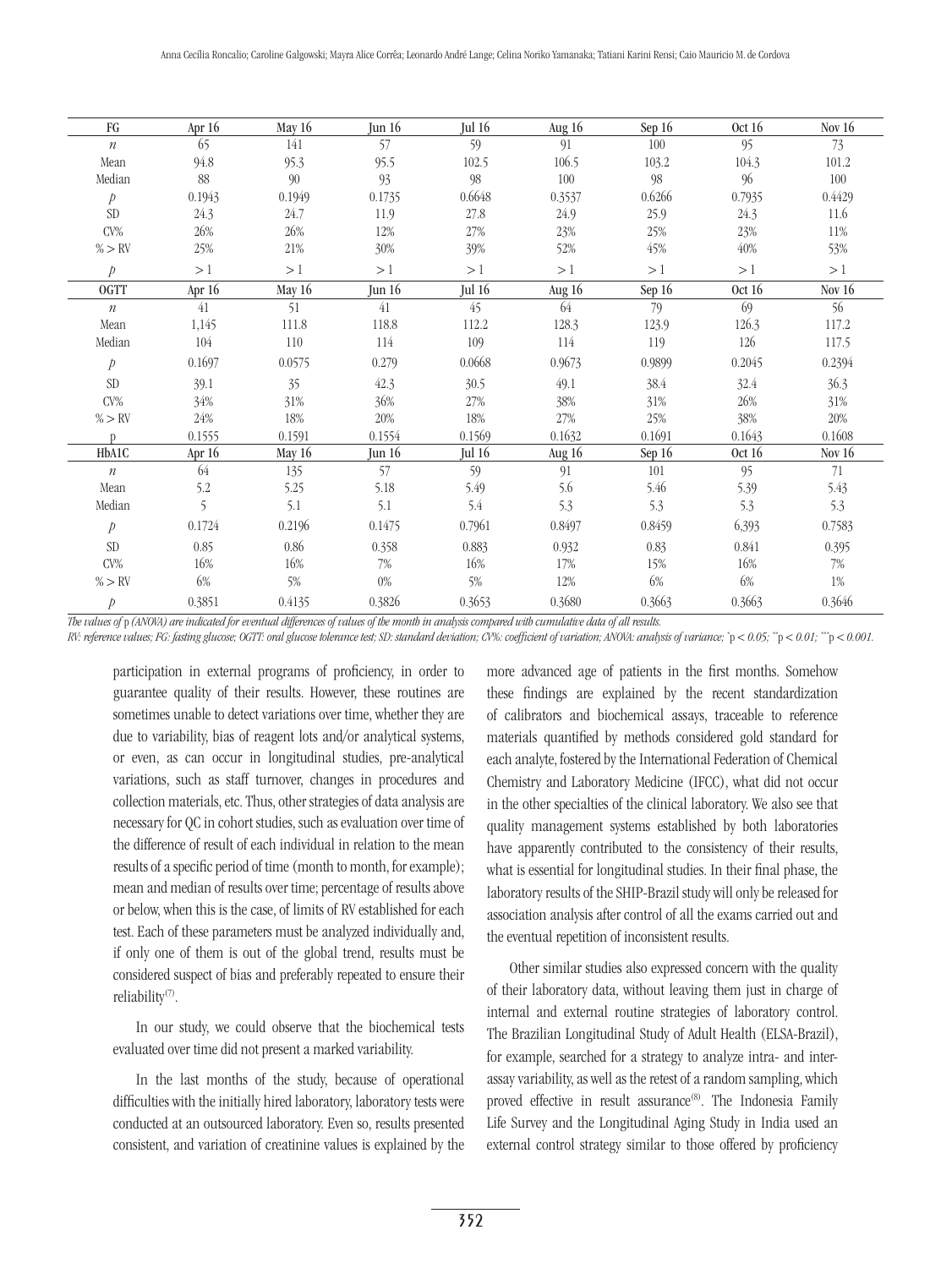| FG | Apr 16 | May 16 | Jun 16 | Jul 16 | Aug 16 | Sep 16 | Oct 16 | Nov 16 |
|---|---|---|---|---|---|---|---|---|
| $n$ | 65 | 141 | 57 | 59 | 91 | 100 | 95 | 73 |
| Mean | 94.8 | 95.3 | 95.5 | 102.5 | 106.5 | 103.2 | 104.3 | 101.2 |
| Median | 88 | 90 | 93 | 98 | 100 | 98 | 96 | 100 |
| $p$ | 0.1943 | 0.1949 | 0.1735 | 0.6648 | 0.3537 | 0.6266 | 0.7935 | 0.4429 |
| SD | 24.3 | 24.7 | 11.9 | 27.8 | 24.9 | 25.9 | 24.3 | 11.6 |
| CV% | 26% | 26% | 12% | 27% | 23% | 25% | 23% | 11% |
| % > RV | 25% | 21% | 30% | 39% | 52% | 45% | 40% | 53% |
| $p$ | > 1 | > 1 | > 1 | > 1 | > 1 | > 1 | > 1 | > 1 |
| **OGTT** | **Apr 16** | **May 16** | **Jun 16** | **Jul 16** | **Aug 16** | **Sep 16** | **Oct 16** | **Nov 16** |
| $n$ | 41 | 51 | 41 | 45 | 64 | 79 | 69 | 56 |
| Mean | 1,145 | 111.8 | 118.8 | 112.2 | 128.3 | 123.9 | 126.3 | 117.2 |
| Median | 104 | 110 | 114 | 109 | 114 | 119 | 126 | 117.5 |
| $p$ | 0.1697 | 0.0575 | 0.279 | 0.0668 | 0.9673 | 0.9899 | 0.2045 | 0.2394 |
| SD | 39.1 | 35 | 42.3 | 30.5 | 49.1 | 38.4 | 32.4 | 36.3 |
| CV% | 34% | 31% | 36% | 27% | 38% | 31% | 26% | 31% |
| % > RV | 24% | 18% | 20% | 18% | 27% | 25% | 38% | 20% |
| p | 0.1555 | 0.1591 | 0.1554 | 0.1569 | 0.1632 | 0.1691 | 0.1643 | 0.1608 |
| **HbA1C** | **Apr 16** | **May 16** | **Jun 16** | **Jul 16** | **Aug 16** | **Sep 16** | **Oct 16** | **Nov 16** |
| $n$ | 64 | 135 | 57 | 59 | 91 | 101 | 95 | 71 |
| Mean | 5.2 | 5.25 | 5.18 | 5.49 | 5.6 | 5.46 | 5.39 | 5.43 |
| Median | 5 | 5.1 | 5.1 | 5.4 | 5.3 | 5.3 | 5.3 | 5.3 |
| $p$ | 0.1724 | 0.2196 | 0.1475 | 0.7961 | 0.8497 | 0.8459 | 6,393 | 0.7583 |
| SD | 0.85 | 0.86 | 0.358 | 0.883 | 0.932 | 0.83 | 0.841 | 0.395 |
| CV% | 16% | 16% | 7% | 16% | 17% | 15% | 16% | 7% |
| % > RV | 6% | 5% | 0% | 5% | 12% | 6% | 6% | 1% |
| $p$ | 0.3851 | 0.4135 | 0.3826 | 0.3653 | 0.3680 | 0.3663 | 0.3663 | 0.3646 |

*The values of* p *(ANOVA) are indicated for eventual differences of values of the month in analysis compared with cumulative data of all results.*

*RV: reference values; FG: fasting glucose; OGTT: oral glucose tolerance test; SD: standard deviation; CV%: coefficient of variation; ANOVA: analysis of variance;* \*$p < 0.05$; \*\*$p < 0.01$; \*\*\*$p < 0.001$.

participation in external programs of proficiency, in order to guarantee quality of their results. However, these routines are sometimes unable to detect variations over time, whether they are due to variability, bias of reagent lots and/or analytical systems, or even, as can occur in longitudinal studies, pre-analytical variations, such as staff turnover, changes in procedures and collection materials, etc. Thus, other strategies of data analysis are necessary for QC in cohort studies, such as evaluation over time of the difference of result of each individual in relation to the mean results of a specific period of time (month to month, for example); mean and median of results over time; percentage of results above or below, when this is the case, of limits of RV established for each test. Each of these parameters must be analyzed individually and, if only one of them is out of the global trend, results must be considered suspect of bias and preferably repeated to ensure their reliability[7].

In our study, we could observe that the biochemical tests evaluated over time did not present a marked variability.

In the last months of the study, because of operational difficulties with the initially hired laboratory, laboratory tests were conducted at an outsourced laboratory. Even so, results presented consistent, and variation of creatinine values is explained by the more advanced age of patients in the first months. Somehow these findings are explained by the recent standardization of calibrators and biochemical assays, traceable to reference materials quantified by methods considered gold standard for each analyte, fostered by the International Federation of Chemical Chemistry and Laboratory Medicine (IFCC), what did not occur in the other specialties of the clinical laboratory. We also see that quality management systems established by both laboratories have apparently contributed to the consistency of their results, what is essential for longitudinal studies. In their final phase, the laboratory results of the SHIP-Brazil study will only be released for association analysis after control of all the exams carried out and the eventual repetition of inconsistent results.

Other similar studies also expressed concern with the quality of their laboratory data, without leaving them just in charge of internal and external routine strategies of laboratory control. The Brazilian Longitudinal Study of Adult Health (ELSA-Brazil), for example, searched for a strategy to analyze intra- and inter-assay variability, as well as the retest of a random sampling, which proved effective in result assurance[8]. The Indonesia Family Life Survey and the Longitudinal Aging Study in India used an external control strategy similar to those offered by proficiency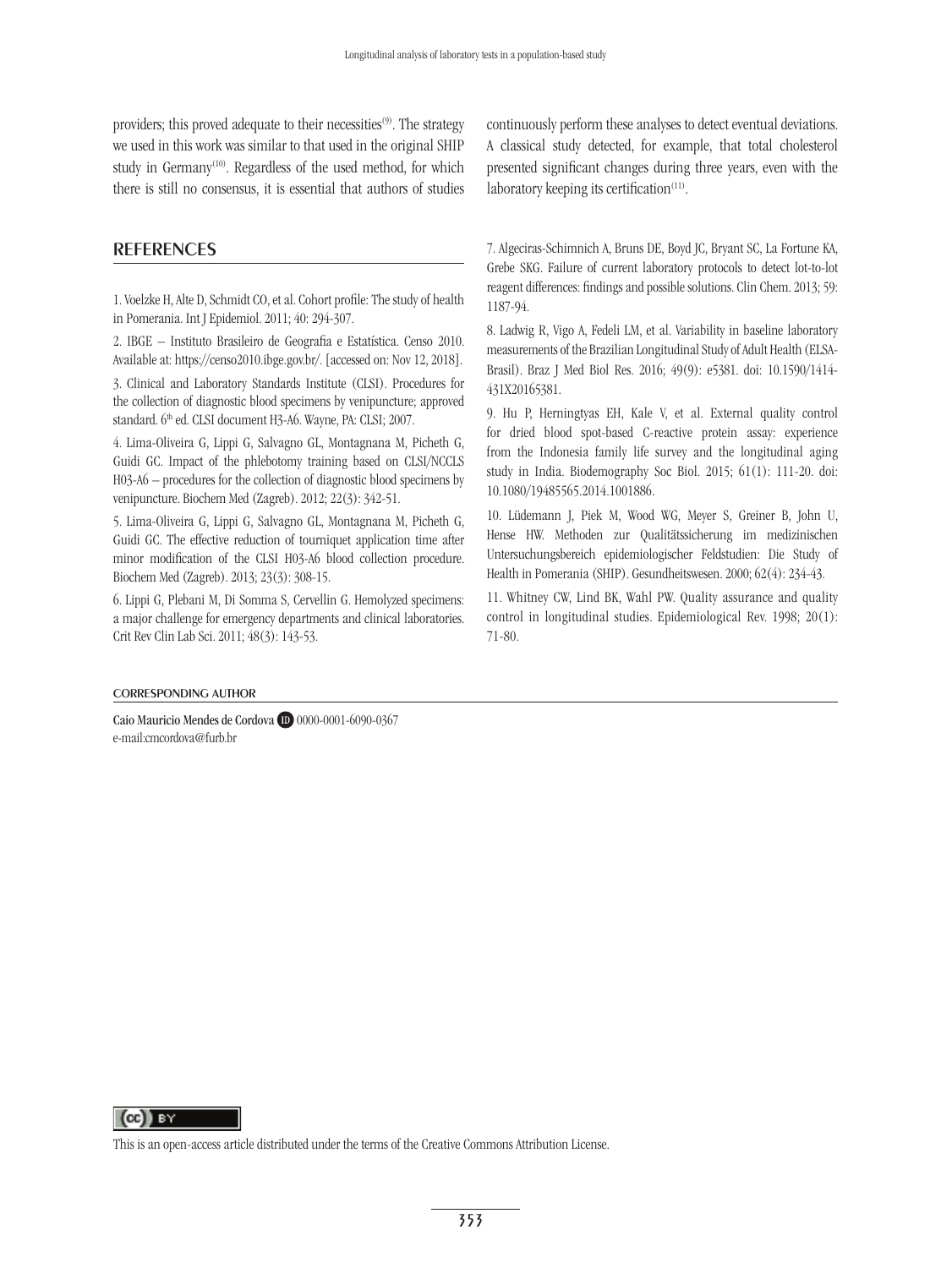providers; this proved adequate to their necessities[9]. The strategy we used in this work was similar to that used in the original SHIP study in Germany[10]. Regardless of the used method, for which there is still no consensus, it is essential that authors of studies continuously perform these analyses to detect eventual deviations. A classical study detected, for example, that total cholesterol presented significant changes during three years, even with the laboratory keeping its certification[11].

## REFERENCES

1. Voelzke H, Alte D, Schmidt CO, et al. Cohort profile: The study of health in Pomerania. Int J Epidemiol. 2011; 40: 294-307.

2. IBGE – Instituto Brasileiro de Geografia e Estatística. Censo 2010. Available at: https://censo2010.ibge.gov.br/. [accessed on: Nov 12, 2018].

3. Clinical and Laboratory Standards Institute (CLSI). Procedures for the collection of diagnostic blood specimens by venipuncture; approved standard. 6th ed. CLSI document H3-A6. Wayne, PA: CLSI; 2007.

4. Lima-Oliveira G, Lippi G, Salvagno GL, Montagnana M, Picheth G, Guidi GC. Impact of the phlebotomy training based on CLSI/NCCLS H03-A6 – procedures for the collection of diagnostic blood specimens by venipuncture. Biochem Med (Zagreb). 2012; 22(3): 342-51.

5. Lima-Oliveira G, Lippi G, Salvagno GL, Montagnana M, Picheth G, Guidi GC. The effective reduction of tourniquet application time after minor modification of the CLSI H03-A6 blood collection procedure. Biochem Med (Zagreb). 2013; 23(3): 308-15.

6. Lippi G, Plebani M, Di Somma S, Cervellin G. Hemolyzed specimens: a major challenge for emergency departments and clinical laboratories. Crit Rev Clin Lab Sci. 2011; 48(3): 143-53.

7. Algeciras-Schimnich A, Bruns DE, Boyd JC, Bryant SC, La Fortune KA, Grebe SKG. Failure of current laboratory protocols to detect lot-to-lot reagent differences: findings and possible solutions. Clin Chem. 2013; 59: 1187-94.

8. Ladwig R, Vigo A, Fedeli LM, et al. Variability in baseline laboratory measurements of the Brazilian Longitudinal Study of Adult Health (ELSA-Brasil). Braz J Med Biol Res. 2016; 49(9): e5381. doi: 10.1590/1414-431X20165381.

9. Hu P, Herningtyas EH, Kale V, et al. External quality control for dried blood spot-based C-reactive protein assay: experience from the Indonesia family life survey and the longitudinal aging study in India. Biodemography Soc Biol. 2015; 61(1): 111-20. doi: 10.1080/19485565.2014.1001886.

10. Lüdemann J, Piek M, Wood WG, Meyer S, Greiner B, John U, Hense HW. Methoden zur Qualitätssicherung im medizinischen Untersuchungsbereich epidemiologischer Feldstudien: Die Study of Health in Pomerania (SHIP). Gesundheitswesen. 2000; 62(4): 234-43.

11. Whitney CW, Lind BK, Wahl PW. Quality assurance and quality control in longitudinal studies. Epidemiological Rev. 1998; 20(1): 71-80.

**CORRESPONDING AUTHOR**

Caio Mauricio Mendes de Cordova 0000-0001-6090-0367
e-mail:cmcordova@furb.br

This is an open-access article distributed under the terms of the Creative Commons Attribution License.